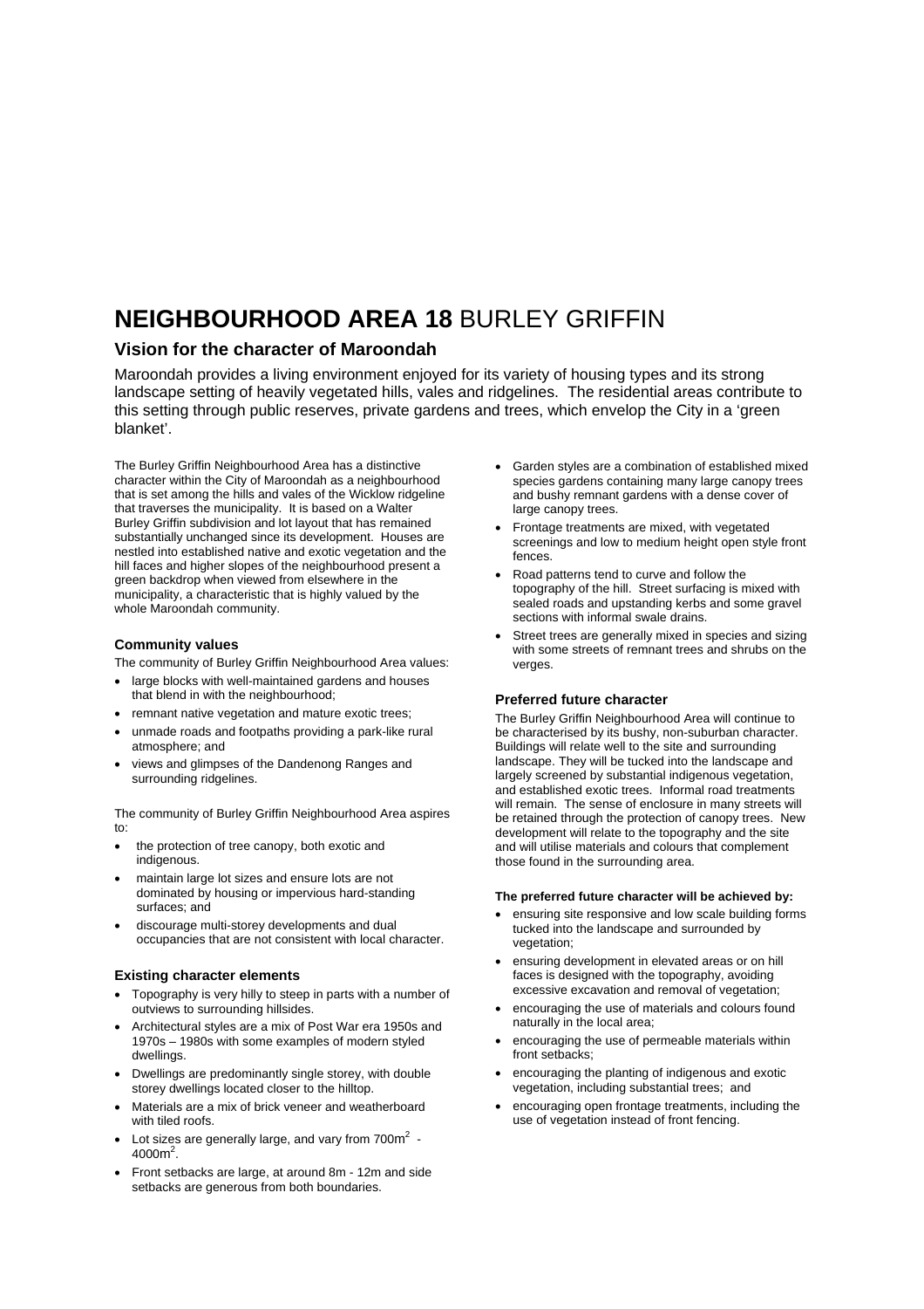# NEIGHBOURHOOD AREA 18 BURLEY GRIFFIN

## Vision for the character of Maroondah

Maroondah provides a living environment enjoyed for its variety of housing types and its strong landscape setting of heavily vegetated hills, vales and ridgelines. The residential areas contribute to this setting through public reserves, private gardens and trees, which envelop the City in a 'green blanket'.

The Burley Griffin Neighbourhood Area has a distinctive character within the City of Maroondah as a neighbourhood that is set among the hills and vales of the Wicklow ridgeline that traverses the municipality. It is based on a Walter Burley Griffin subdivision and lot layout that has remained substantially unchanged since its development. Houses are nestled into established native and exotic vegetation and the hill faces and higher slopes of the neighbourhood present a green backdrop when viewed from elsewhere in the municipality, a characteristic that is highly valued by the whole Maroondah community.

### Community values

The community of Burley Griffin Neighbourhood Area values:

- large blocks with well-maintained gardens and houses that blend in with the neighbourhood;
- remnant native vegetation and mature exotic trees;
- unmade roads and footpaths providing a park-like rural atmosphere; and
- views and glimpses of the Dandenong Ranges and surrounding ridgelines.

The community of Burley Griffin Neighbourhood Area aspires to:

- the protection of tree canopy, both exotic and indigenous.
- maintain large lot sizes and ensure lots are not dominated by housing or impervious hard-standing surfaces; and
- discourage multi-storey developments and dual occupancies that are not consistent with local character.

### Existing character elements

- Topography is very hilly to steep in parts with a number of outviews to surrounding hillsides.
- Architectural styles are a mix of Post War era 1950s and 1970s – 1980s with some examples of modern styled dwellings.
- Dwellings are predominantly single storey, with double storey dwellings located closer to the hilltop.
- Materials are a mix of brick veneer and weatherboard with tiled roofs.
- Lot sizes are generally large, and vary from 700m$^2$ - 4000m$^2$.
- Front setbacks are large, at around 8m - 12m and side setbacks are generous from both boundaries.
- Garden styles are a combination of established mixed species gardens containing many large canopy trees and bushy remnant gardens with a dense cover of large canopy trees.
- Frontage treatments are mixed, with vegetated screenings and low to medium height open style front fences.
- Road patterns tend to curve and follow the topography of the hill. Street surfacing is mixed with sealed roads and upstanding kerbs and some gravel sections with informal swale drains.
- Street trees are generally mixed in species and sizing with some streets of remnant trees and shrubs on the verges.

### Preferred future character

The Burley Griffin Neighbourhood Area will continue to be characterised by its bushy, non-suburban character. Buildings will relate well to the site and surrounding landscape. They will be tucked into the landscape and largely screened by substantial indigenous vegetation, and established exotic trees. Informal road treatments will remain. The sense of enclosure in many streets will be retained through the protection of canopy trees. New development will relate to the topography and the site and will utilise materials and colours that complement those found in the surrounding area.

**The preferred future character will be achieved by:**

- ensuring site responsive and low scale building forms tucked into the landscape and surrounded by vegetation;
- ensuring development in elevated areas or on hill faces is designed with the topography, avoiding excessive excavation and removal of vegetation;
- encouraging the use of materials and colours found naturally in the local area;
- encouraging the use of permeable materials within front setbacks;
- encouraging the planting of indigenous and exotic vegetation, including substantial trees; and
- encouraging open frontage treatments, including the use of vegetation instead of front fencing.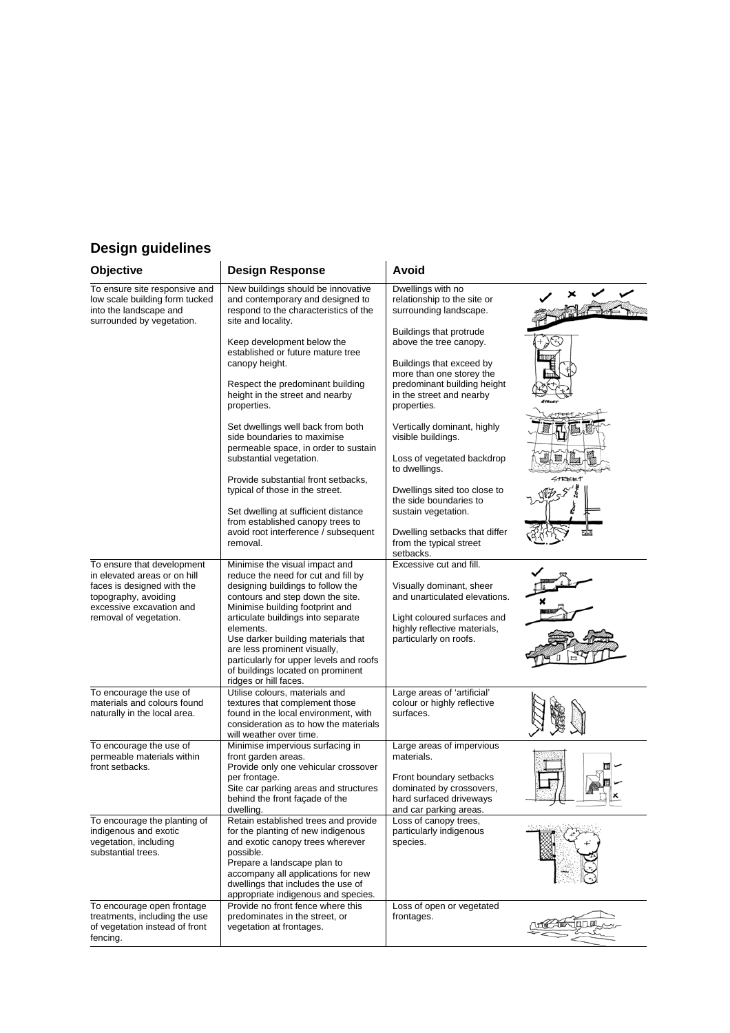## Design guidelines

| Objective | Design Response | Avoid |
|---|---|---|
| To ensure site responsive and low scale building form tucked into the landscape and surrounded by vegetation. | New buildings should be innovative and contemporary and designed to respond to the characteristics of the site and locality.<br><br>Keep development below the established or future mature tree canopy height.<br><br>Respect the predominant building height in the street and nearby properties.<br><br>Set dwellings well back from both side boundaries to maximise permeable space, in order to sustain substantial vegetation.<br><br>Provide substantial front setbacks, typical of those in the street.<br><br>Set dwelling at sufficient distance from established canopy trees to avoid root interference / subsequent removal. | Dwellings with no relationship to the site or surrounding landscape.<br><br>Buildings that protrude above the tree canopy.<br><br>Buildings that exceed by more than one storey the predominant building height in the street and nearby properties.<br><br>Vertically dominant, highly visible buildings.<br><br>Loss of vegetated backdrop to dwellings.<br><br>Dwellings sited too close to the side boundaries to sustain vegetation.<br><br>Dwelling setbacks that differ from the typical street setbacks. |
| To ensure that development in elevated areas or on hill faces is designed with the topography, avoiding excessive excavation and removal of vegetation. | Minimise the visual impact and reduce the need for cut and fill by designing buildings to follow the contours and step down the site.<br>Minimise building footprint and articulate buildings into separate elements.<br>Use darker building materials that are less prominent visually, particularly for upper levels and roofs of buildings located on prominent ridges or hill faces. | Excessive cut and fill.<br><br>Visually dominant, sheer and unarticulated elevations.<br><br>Light coloured surfaces and highly reflective materials, particularly on roofs. |
| To encourage the use of materials and colours found naturally in the local area. | Utilise colours, materials and textures that complement those found in the local environment, with consideration as to how the materials will weather over time. | Large areas of 'artificial' colour or highly reflective surfaces. |
| To encourage the use of permeable materials within front setbacks. | Minimise impervious surfacing in front garden areas.<br>Provide only one vehicular crossover per frontage.<br>Site car parking areas and structures behind the front façade of the dwelling. | Large areas of impervious materials.<br><br>Front boundary setbacks dominated by crossovers, hard surfaced driveways and car parking areas. |
| To encourage the planting of indigenous and exotic vegetation, including substantial trees. | Retain established trees and provide for the planting of new indigenous and exotic canopy trees wherever possible.<br>Prepare a landscape plan to accompany all applications for new dwellings that includes the use of appropriate indigenous and species. | Loss of canopy trees, particularly indigenous species. |
| To encourage open frontage treatments, including the use of vegetation instead of front fencing. | Provide no front fence where this predominates in the street, or vegetation at frontages. | Loss of open or vegetated frontages. |